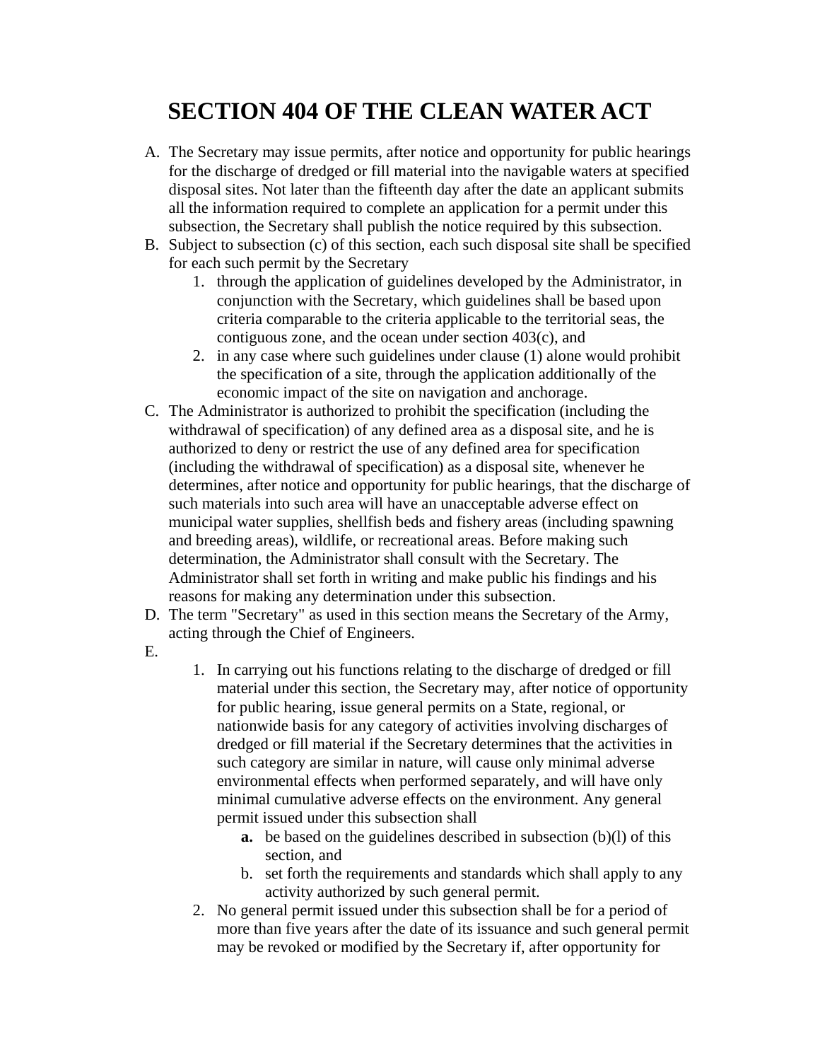# SECTION 404 OF THE CLEAN WATER ACT

A. The Secretary may issue permits, after notice and opportunity for public hearings for the discharge of dredged or fill material into the navigable waters at specified disposal sites. Not later than the fifteenth day after the date an applicant submits all the information required to complete an application for a permit under this subsection, the Secretary shall publish the notice required by this subsection.
B. Subject to subsection (c) of this section, each such disposal site shall be specified for each such permit by the Secretary
   1. through the application of guidelines developed by the Administrator, in conjunction with the Secretary, which guidelines shall be based upon criteria comparable to the criteria applicable to the territorial seas, the contiguous zone, and the ocean under section 403(c), and
   2. in any case where such guidelines under clause (1) alone would prohibit the specification of a site, through the application additionally of the economic impact of the site on navigation and anchorage.
C. The Administrator is authorized to prohibit the specification (including the withdrawal of specification) of any defined area as a disposal site, and he is authorized to deny or restrict the use of any defined area for specification (including the withdrawal of specification) as a disposal site, whenever he determines, after notice and opportunity for public hearings, that the discharge of such materials into such area will have an unacceptable adverse effect on municipal water supplies, shellfish beds and fishery areas (including spawning and breeding areas), wildlife, or recreational areas. Before making such determination, the Administrator shall consult with the Secretary. The Administrator shall set forth in writing and make public his findings and his reasons for making any determination under this subsection.
D. The term "Secretary" as used in this section means the Secretary of the Army, acting through the Chief of Engineers.
E.
   1. In carrying out his functions relating to the discharge of dredged or fill material under this section, the Secretary may, after notice of opportunity for public hearing, issue general permits on a State, regional, or nationwide basis for any category of activities involving discharges of dredged or fill material if the Secretary determines that the activities in such category are similar in nature, will cause only minimal adverse environmental effects when performed separately, and will have only minimal cumulative adverse effects on the environment. Any general permit issued under this subsection shall
      **a.** be based on the guidelines described in subsection (b)(l) of this section, and
      b. set forth the requirements and standards which shall apply to any activity authorized by such general permit.
   2. No general permit issued under this subsection shall be for a period of more than five years after the date of its issuance and such general permit may be revoked or modified by the Secretary if, after opportunity for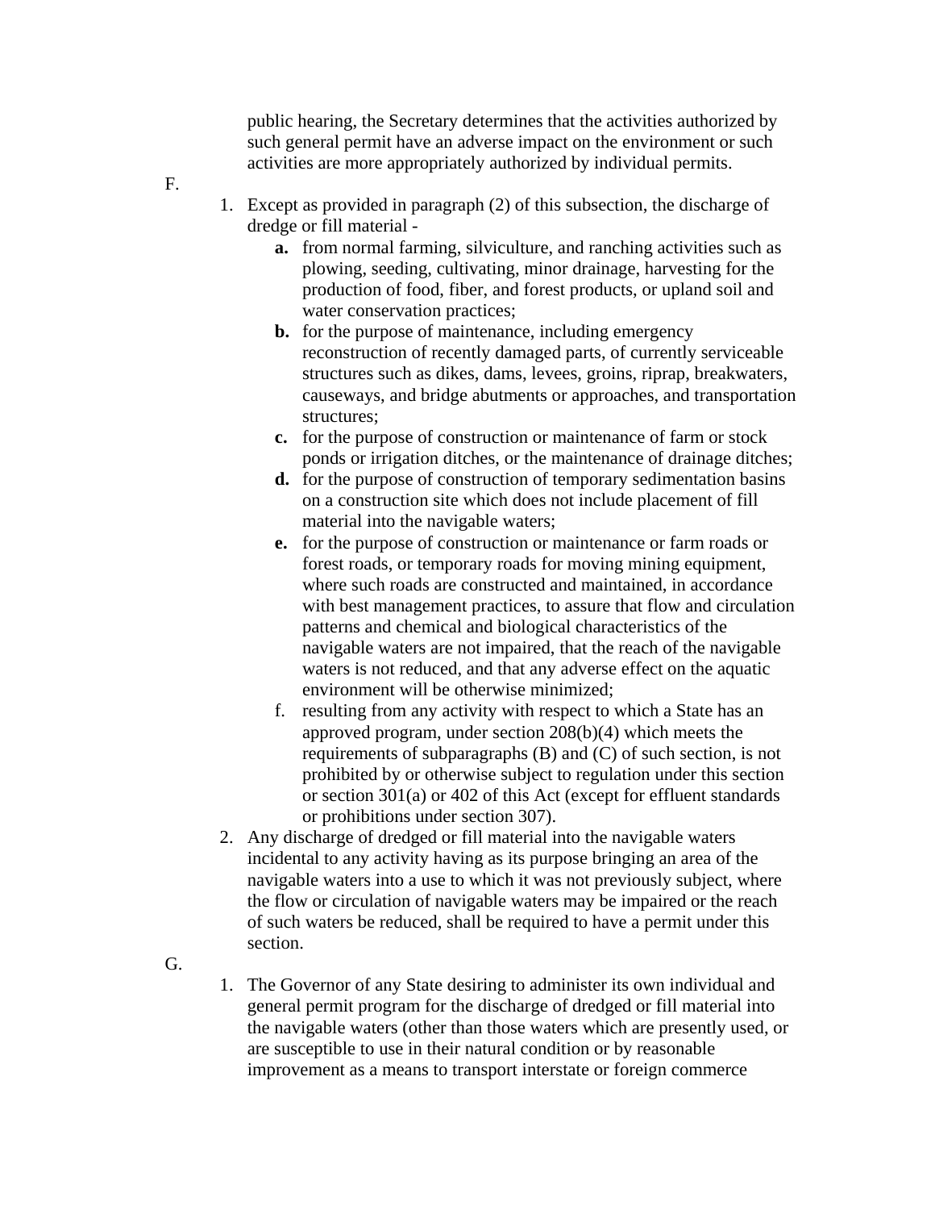public hearing, the Secretary determines that the activities authorized by such general permit have an adverse impact on the environment or such activities are more appropriately authorized by individual permits.

F.

1. Except as provided in paragraph (2) of this subsection, the discharge of dredge or fill material -
   - **a.** from normal farming, silviculture, and ranching activities such as plowing, seeding, cultivating, minor drainage, harvesting for the production of food, fiber, and forest products, or upland soil and water conservation practices;
   - **b.** for the purpose of maintenance, including emergency reconstruction of recently damaged parts, of currently serviceable structures such as dikes, dams, levees, groins, riprap, breakwaters, causeways, and bridge abutments or approaches, and transportation structures;
   - **c.** for the purpose of construction or maintenance of farm or stock ponds or irrigation ditches, or the maintenance of drainage ditches;
   - **d.** for the purpose of construction of temporary sedimentation basins on a construction site which does not include placement of fill material into the navigable waters;
   - **e.** for the purpose of construction or maintenance or farm roads or forest roads, or temporary roads for moving mining equipment, where such roads are constructed and maintained, in accordance with best management practices, to assure that flow and circulation patterns and chemical and biological characteristics of the navigable waters are not impaired, that the reach of the navigable waters is not reduced, and that any adverse effect on the aquatic environment will be otherwise minimized;
   - f. resulting from any activity with respect to which a State has an approved program, under section 208(b)(4) which meets the requirements of subparagraphs (B) and (C) of such section, is not prohibited by or otherwise subject to regulation under this section or section 301(a) or 402 of this Act (except for effluent standards or prohibitions under section 307).
2. Any discharge of dredged or fill material into the navigable waters incidental to any activity having as its purpose bringing an area of the navigable waters into a use to which it was not previously subject, where the flow or circulation of navigable waters may be impaired or the reach of such waters be reduced, shall be required to have a permit under this section.

G.

1. The Governor of any State desiring to administer its own individual and general permit program for the discharge of dredged or fill material into the navigable waters (other than those waters which are presently used, or are susceptible to use in their natural condition or by reasonable improvement as a means to transport interstate or foreign commerce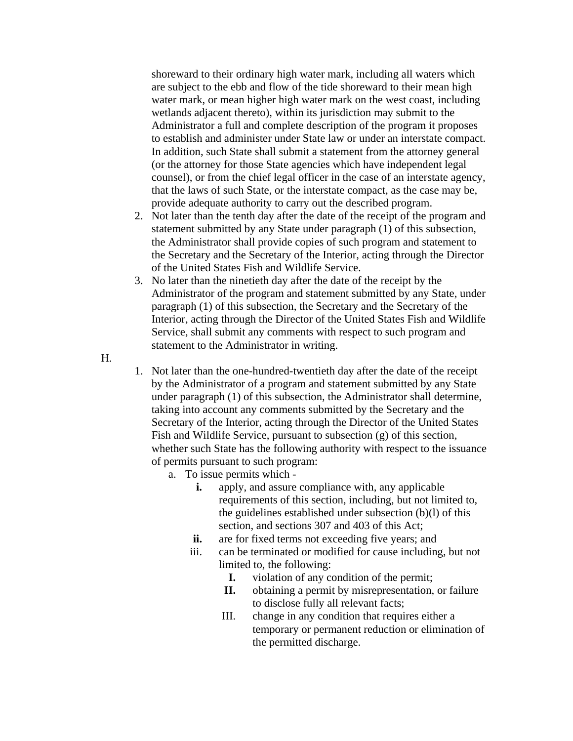shoreward to their ordinary high water mark, including all waters which are subject to the ebb and flow of the tide shoreward to their mean high water mark, or mean higher high water mark on the west coast, including wetlands adjacent thereto), within its jurisdiction may submit to the Administrator a full and complete description of the program it proposes to establish and administer under State law or under an interstate compact. In addition, such State shall submit a statement from the attorney general (or the attorney for those State agencies which have independent legal counsel), or from the chief legal officer in the case of an interstate agency, that the laws of such State, or the interstate compact, as the case may be, provide adequate authority to carry out the described program.

2. Not later than the tenth day after the date of the receipt of the program and statement submitted by any State under paragraph (1) of this subsection, the Administrator shall provide copies of such program and statement to the Secretary and the Secretary of the Interior, acting through the Director of the United States Fish and Wildlife Service.
3. No later than the ninetieth day after the date of the receipt by the Administrator of the program and statement submitted by any State, under paragraph (1) of this subsection, the Secretary and the Secretary of the Interior, acting through the Director of the United States Fish and Wildlife Service, shall submit any comments with respect to such program and statement to the Administrator in writing.

H.

1. Not later than the one-hundred-twentieth day after the date of the receipt by the Administrator of a program and statement submitted by any State under paragraph (1) of this subsection, the Administrator shall determine, taking into account any comments submitted by the Secretary and the Secretary of the Interior, acting through the Director of the United States Fish and Wildlife Service, pursuant to subsection (g) of this section, whether such State has the following authority with respect to the issuance of permits pursuant to such program:
   a. To issue permits which -
      - **i.** apply, and assure compliance with, any applicable requirements of this section, including, but not limited to, the guidelines established under subsection (b)(l) of this section, and sections 307 and 403 of this Act;
      - **ii.** are for fixed terms not exceeding five years; and
      - iii. can be terminated or modified for cause including, but not limited to, the following:
        - **I.** violation of any condition of the permit;
        - **II.** obtaining a permit by misrepresentation, or failure to disclose fully all relevant facts;
        - III. change in any condition that requires either a temporary or permanent reduction or elimination of the permitted discharge.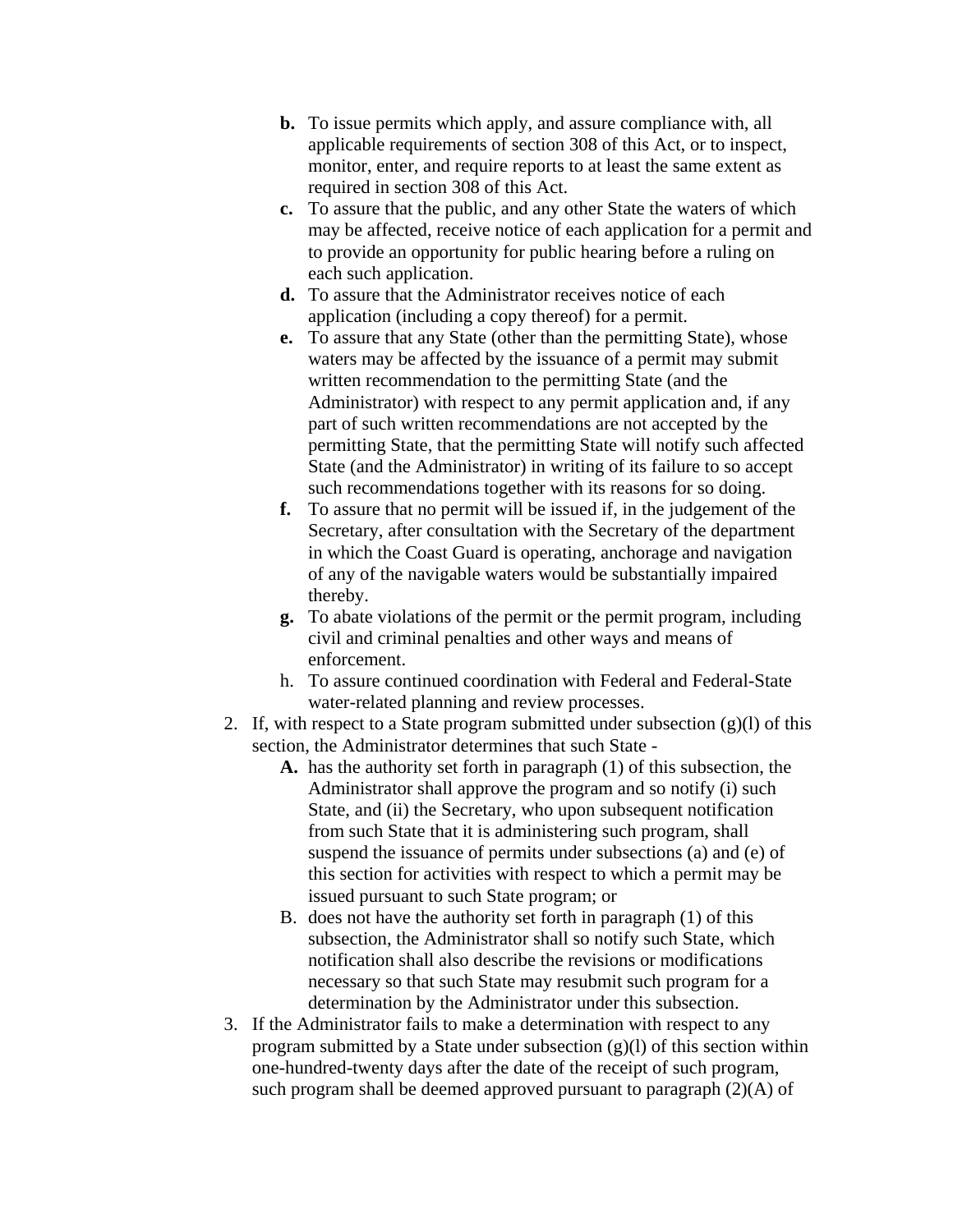- **b.** To issue permits which apply, and assure compliance with, all applicable requirements of section 308 of this Act, or to inspect, monitor, enter, and require reports to at least the same extent as required in section 308 of this Act.
   - **c.** To assure that the public, and any other State the waters of which may be affected, receive notice of each application for a permit and to provide an opportunity for public hearing before a ruling on each such application.
   - **d.** To assure that the Administrator receives notice of each application (including a copy thereof) for a permit.
   - **e.** To assure that any State (other than the permitting State), whose waters may be affected by the issuance of a permit may submit written recommendation to the permitting State (and the Administrator) with respect to any permit application and, if any part of such written recommendations are not accepted by the permitting State, that the permitting State will notify such affected State (and the Administrator) in writing of its failure to so accept such recommendations together with its reasons for so doing.
   - **f.** To assure that no permit will be issued if, in the judgement of the Secretary, after consultation with the Secretary of the department in which the Coast Guard is operating, anchorage and navigation of any of the navigable waters would be substantially impaired thereby.
   - **g.** To abate violations of the permit or the permit program, including civil and criminal penalties and other ways and means of enforcement.
   - h. To assure continued coordination with Federal and Federal-State water-related planning and review processes.
2. If, with respect to a State program submitted under subsection (g)(l) of this section, the Administrator determines that such State -
   - **A.** has the authority set forth in paragraph (1) of this subsection, the Administrator shall approve the program and so notify (i) such State, and (ii) the Secretary, who upon subsequent notification from such State that it is administering such program, shall suspend the issuance of permits under subsections (a) and (e) of this section for activities with respect to which a permit may be issued pursuant to such State program; or
   - B. does not have the authority set forth in paragraph (1) of this subsection, the Administrator shall so notify such State, which notification shall also describe the revisions or modifications necessary so that such State may resubmit such program for a determination by the Administrator under this subsection.
3. If the Administrator fails to make a determination with respect to any program submitted by a State under subsection (g)(l) of this section within one-hundred-twenty days after the date of the receipt of such program, such program shall be deemed approved pursuant to paragraph (2)(A) of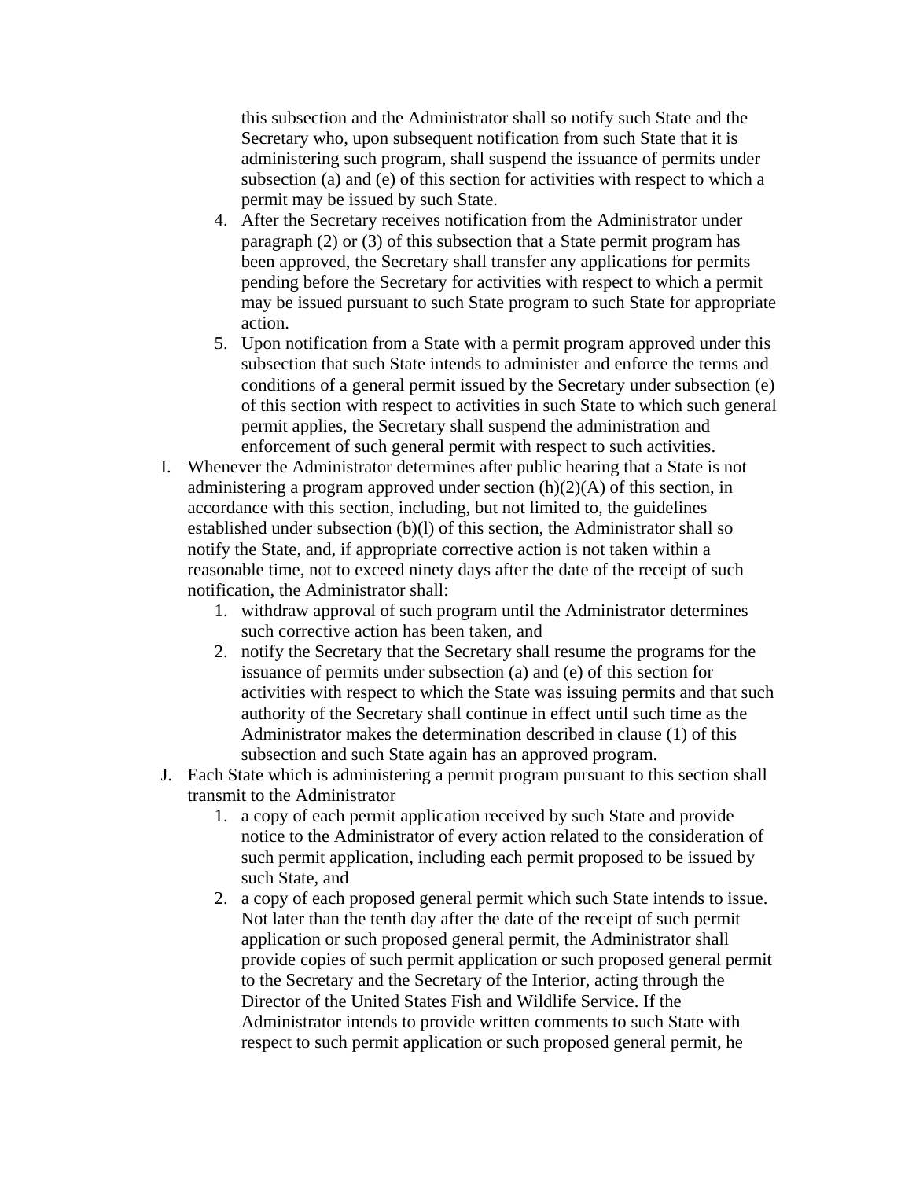this subsection and the Administrator shall so notify such State and the Secretary who, upon subsequent notification from such State that it is administering such program, shall suspend the issuance of permits under subsection (a) and (e) of this section for activities with respect to which a permit may be issued by such State.

4. After the Secretary receives notification from the Administrator under paragraph (2) or (3) of this subsection that a State permit program has been approved, the Secretary shall transfer any applications for permits pending before the Secretary for activities with respect to which a permit may be issued pursuant to such State program to such State for appropriate action.
5. Upon notification from a State with a permit program approved under this subsection that such State intends to administer and enforce the terms and conditions of a general permit issued by the Secretary under subsection (e) of this section with respect to activities in such State to which such general permit applies, the Secretary shall suspend the administration and enforcement of such general permit with respect to such activities.

I. Whenever the Administrator determines after public hearing that a State is not administering a program approved under section (h)(2)(A) of this section, in accordance with this section, including, but not limited to, the guidelines established under subsection (b)(l) of this section, the Administrator shall so notify the State, and, if appropriate corrective action is not taken within a reasonable time, not to exceed ninety days after the date of the receipt of such notification, the Administrator shall:
   1. withdraw approval of such program until the Administrator determines such corrective action has been taken, and
   2. notify the Secretary that the Secretary shall resume the programs for the issuance of permits under subsection (a) and (e) of this section for activities with respect to which the State was issuing permits and that such authority of the Secretary shall continue in effect until such time as the Administrator makes the determination described in clause (1) of this subsection and such State again has an approved program.

J. Each State which is administering a permit program pursuant to this section shall transmit to the Administrator
   1. a copy of each permit application received by such State and provide notice to the Administrator of every action related to the consideration of such permit application, including each permit proposed to be issued by such State, and
   2. a copy of each proposed general permit which such State intends to issue. Not later than the tenth day after the date of the receipt of such permit application or such proposed general permit, the Administrator shall provide copies of such permit application or such proposed general permit to the Secretary and the Secretary of the Interior, acting through the Director of the United States Fish and Wildlife Service. If the Administrator intends to provide written comments to such State with respect to such permit application or such proposed general permit, he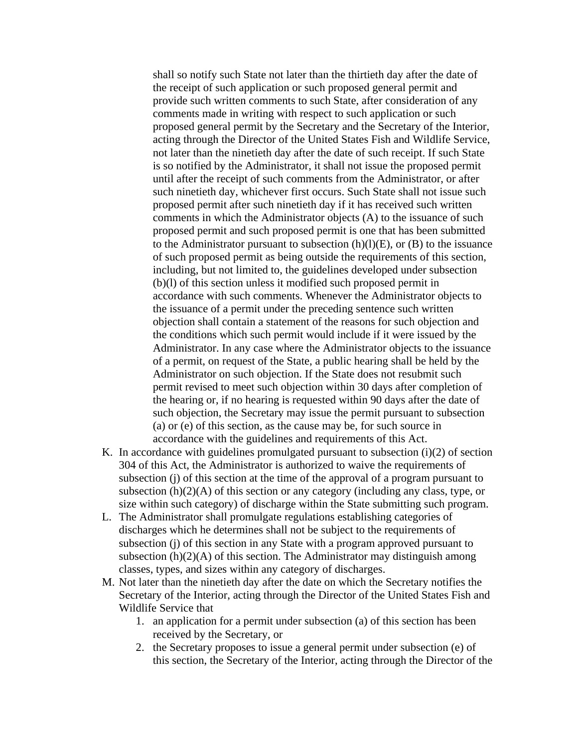shall so notify such State not later than the thirtieth day after the date of the receipt of such application or such proposed general permit and provide such written comments to such State, after consideration of any comments made in writing with respect to such application or such proposed general permit by the Secretary and the Secretary of the Interior, acting through the Director of the United States Fish and Wildlife Service, not later than the ninetieth day after the date of such receipt. If such State is so notified by the Administrator, it shall not issue the proposed permit until after the receipt of such comments from the Administrator, or after such ninetieth day, whichever first occurs. Such State shall not issue such proposed permit after such ninetieth day if it has received such written comments in which the Administrator objects (A) to the issuance of such proposed permit and such proposed permit is one that has been submitted to the Administrator pursuant to subsection (h)(l)(E), or (B) to the issuance of such proposed permit as being outside the requirements of this section, including, but not limited to, the guidelines developed under subsection (b)(l) of this section unless it modified such proposed permit in accordance with such comments. Whenever the Administrator objects to the issuance of a permit under the preceding sentence such written objection shall contain a statement of the reasons for such objection and the conditions which such permit would include if it were issued by the Administrator. In any case where the Administrator objects to the issuance of a permit, on request of the State, a public hearing shall be held by the Administrator on such objection. If the State does not resubmit such permit revised to meet such objection within 30 days after completion of the hearing or, if no hearing is requested within 90 days after the date of such objection, the Secretary may issue the permit pursuant to subsection (a) or (e) of this section, as the cause may be, for such source in accordance with the guidelines and requirements of this Act.

K. In accordance with guidelines promulgated pursuant to subsection (i)(2) of section 304 of this Act, the Administrator is authorized to waive the requirements of subsection (j) of this section at the time of the approval of a program pursuant to subsection (h)(2)(A) of this section or any category (including any class, type, or size within such category) of discharge within the State submitting such program.
L. The Administrator shall promulgate regulations establishing categories of discharges which he determines shall not be subject to the requirements of subsection (j) of this section in any State with a program approved pursuant to subsection (h)(2)(A) of this section. The Administrator may distinguish among classes, types, and sizes within any category of discharges.
M. Not later than the ninetieth day after the date on which the Secretary notifies the Secretary of the Interior, acting through the Director of the United States Fish and Wildlife Service that
    1. an application for a permit under subsection (a) of this section has been received by the Secretary, or
    2. the Secretary proposes to issue a general permit under subsection (e) of this section, the Secretary of the Interior, acting through the Director of the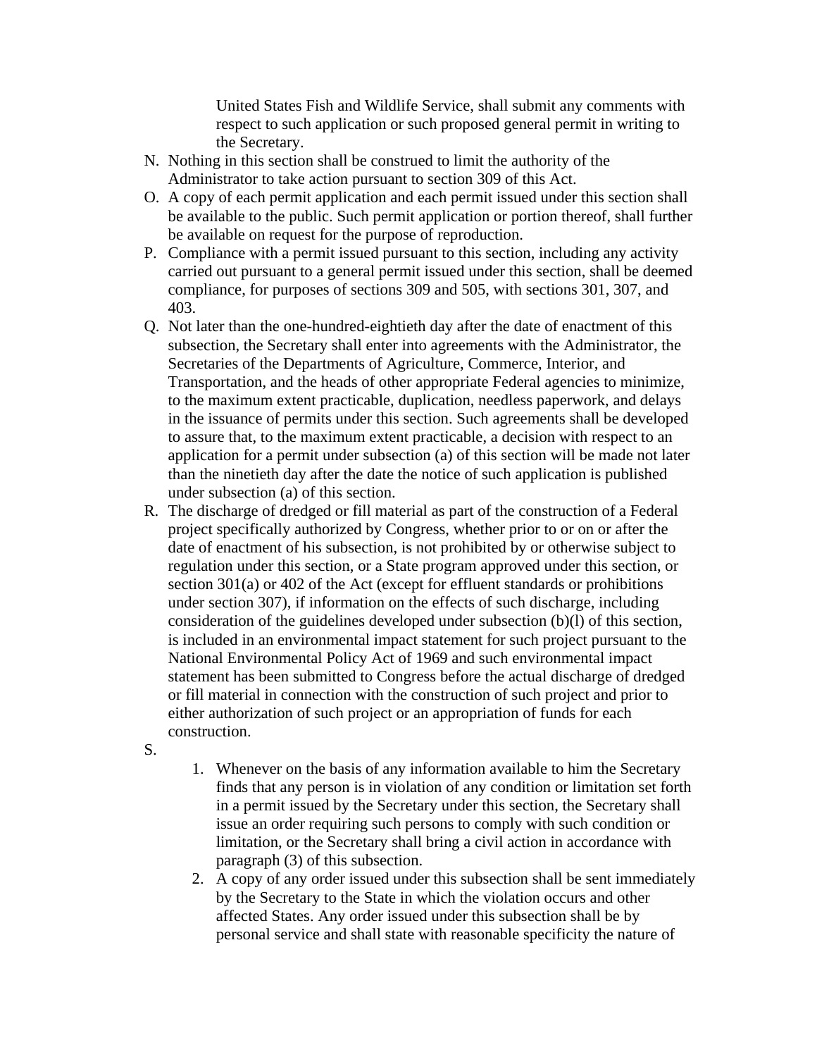United States Fish and Wildlife Service, shall submit any comments with respect to such application or such proposed general permit in writing to the Secretary.

N. Nothing in this section shall be construed to limit the authority of the Administrator to take action pursuant to section 309 of this Act.
O. A copy of each permit application and each permit issued under this section shall be available to the public. Such permit application or portion thereof, shall further be available on request for the purpose of reproduction.
P. Compliance with a permit issued pursuant to this section, including any activity carried out pursuant to a general permit issued under this section, shall be deemed compliance, for purposes of sections 309 and 505, with sections 301, 307, and 403.
Q. Not later than the one-hundred-eightieth day after the date of enactment of this subsection, the Secretary shall enter into agreements with the Administrator, the Secretaries of the Departments of Agriculture, Commerce, Interior, and Transportation, and the heads of other appropriate Federal agencies to minimize, to the maximum extent practicable, duplication, needless paperwork, and delays in the issuance of permits under this section. Such agreements shall be developed to assure that, to the maximum extent practicable, a decision with respect to an application for a permit under subsection (a) of this section will be made not later than the ninetieth day after the date the notice of such application is published under subsection (a) of this section.
R. The discharge of dredged or fill material as part of the construction of a Federal project specifically authorized by Congress, whether prior to or on or after the date of enactment of his subsection, is not prohibited by or otherwise subject to regulation under this section, or a State program approved under this section, or section 301(a) or 402 of the Act (except for effluent standards or prohibitions under section 307), if information on the effects of such discharge, including consideration of the guidelines developed under subsection (b)(l) of this section, is included in an environmental impact statement for such project pursuant to the National Environmental Policy Act of 1969 and such environmental impact statement has been submitted to Congress before the actual discharge of dredged or fill material in connection with the construction of such project and prior to either authorization of such project or an appropriation of funds for each construction.
S.
    1. Whenever on the basis of any information available to him the Secretary finds that any person is in violation of any condition or limitation set forth in a permit issued by the Secretary under this section, the Secretary shall issue an order requiring such persons to comply with such condition or limitation, or the Secretary shall bring a civil action in accordance with paragraph (3) of this subsection.
    2. A copy of any order issued under this subsection shall be sent immediately by the Secretary to the State in which the violation occurs and other affected States. Any order issued under this subsection shall be by personal service and shall state with reasonable specificity the nature of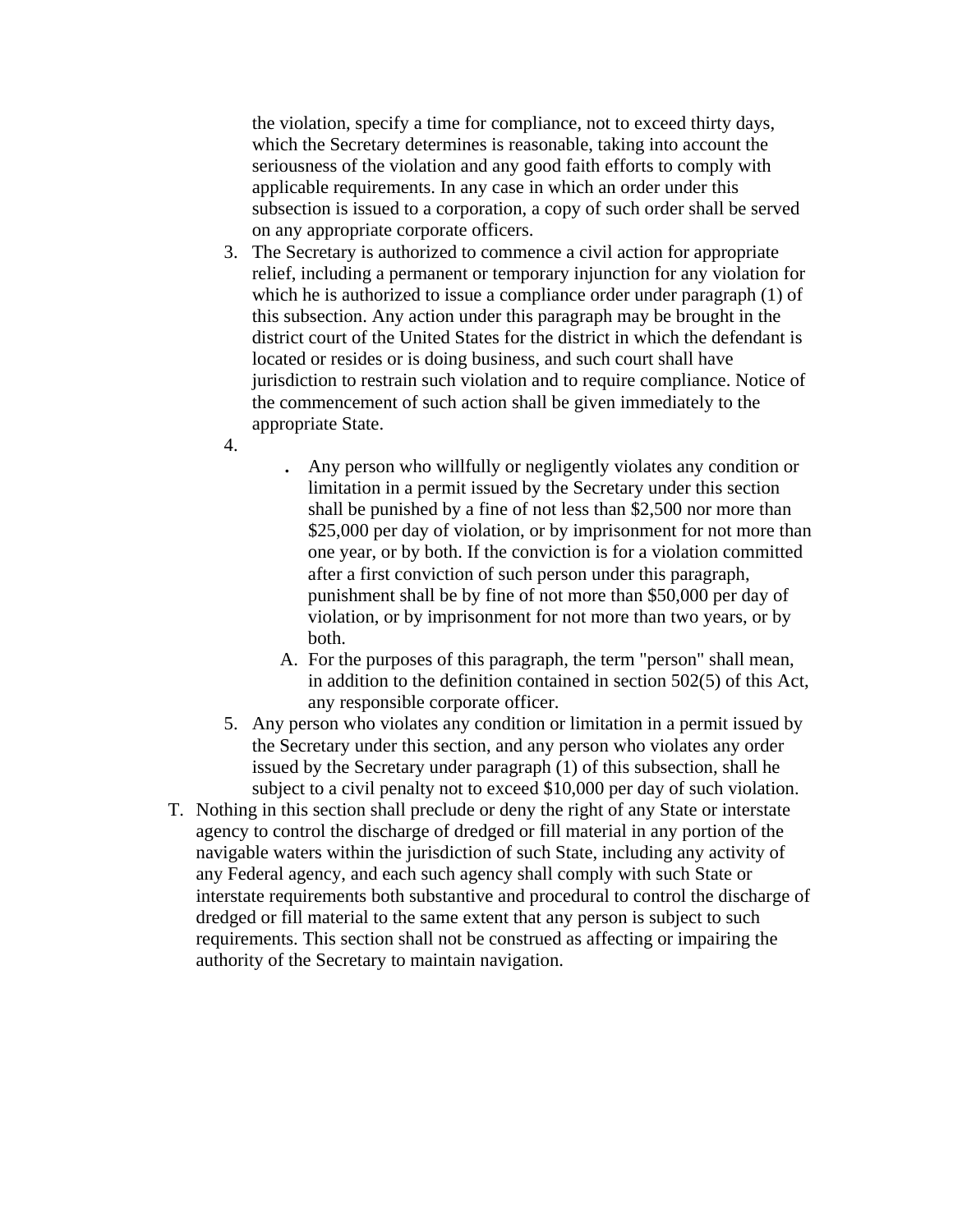the violation, specify a time for compliance, not to exceed thirty days, which the Secretary determines is reasonable, taking into account the seriousness of the violation and any good faith efforts to comply with applicable requirements. In any case in which an order under this subsection is issued to a corporation, a copy of such order shall be served on any appropriate corporate officers.

3. The Secretary is authorized to commence a civil action for appropriate relief, including a permanent or temporary injunction for any violation for which he is authorized to issue a compliance order under paragraph (1) of this subsection. Any action under this paragraph may be brought in the district court of the United States for the district in which the defendant is located or resides or is doing business, and such court shall have jurisdiction to restrain such violation and to require compliance. Notice of the commencement of such action shall be given immediately to the appropriate State.
4. 
   . Any person who willfully or negligently violates any condition or limitation in a permit issued by the Secretary under this section shall be punished by a fine of not less than $2,500 nor more than $25,000 per day of violation, or by imprisonment for not more than one year, or by both. If the conviction is for a violation committed after a first conviction of such person under this paragraph, punishment shall be by fine of not more than $50,000 per day of violation, or by imprisonment for not more than two years, or by both.
   
   A. For the purposes of this paragraph, the term "person" shall mean, in addition to the definition contained in section 502(5) of this Act, any responsible corporate officer.
5. Any person who violates any condition or limitation in a permit issued by the Secretary under this section, and any person who violates any order issued by the Secretary under paragraph (1) of this subsection, shall he subject to a civil penalty not to exceed $10,000 per day of such violation.

T. Nothing in this section shall preclude or deny the right of any State or interstate agency to control the discharge of dredged or fill material in any portion of the navigable waters within the jurisdiction of such State, including any activity of any Federal agency, and each such agency shall comply with such State or interstate requirements both substantive and procedural to control the discharge of dredged or fill material to the same extent that any person is subject to such requirements. This section shall not be construed as affecting or impairing the authority of the Secretary to maintain navigation.